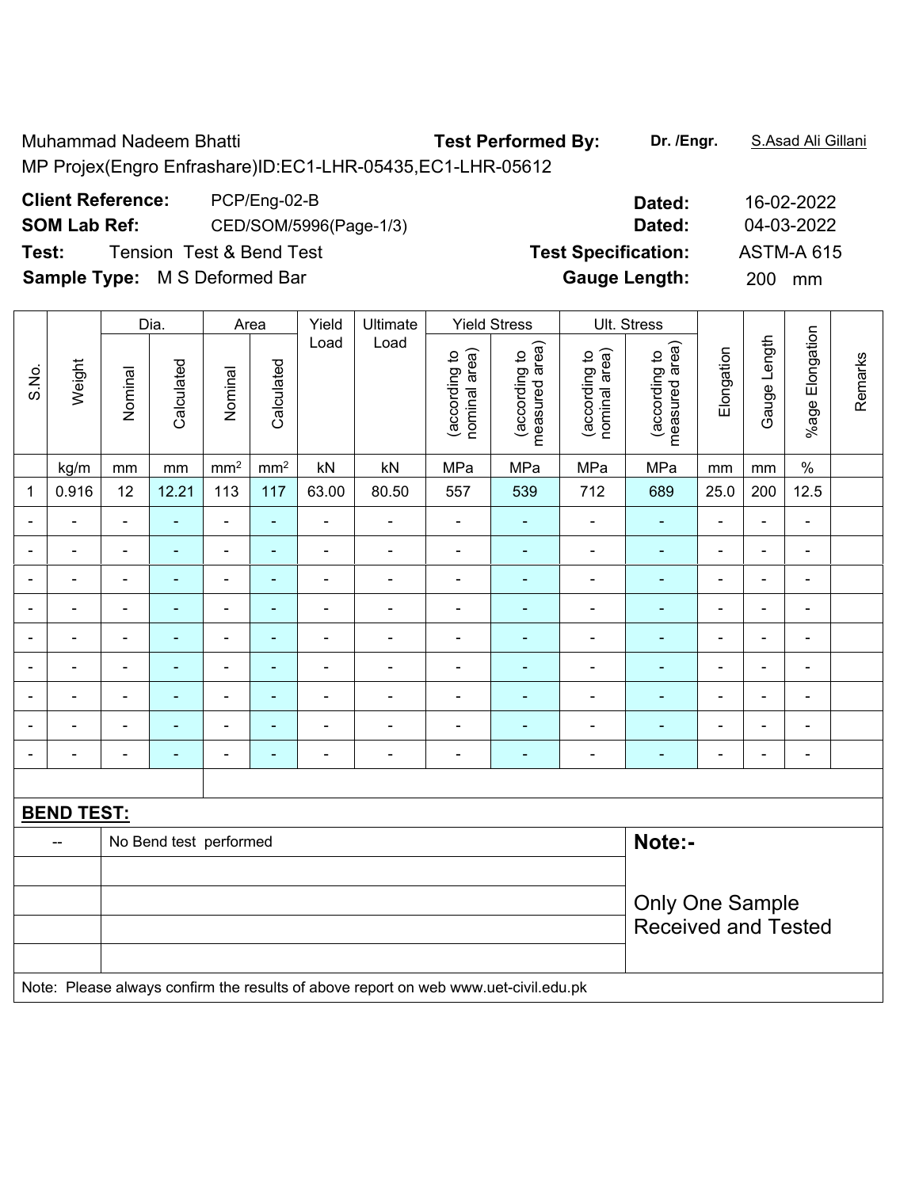Muhammad Nadeem Bhatti **Test Performed By:** **Dr. /Engr.** S.Asad Ali Gillani

MP Projex(Engro Enfrashare)ID:EC1-LHR-05435,EC1-LHR-05612

**Client Reference:** PCP/Eng-02-B **Dated:** 16-02-2022

**SOM Lab Ref:** CED/SOM/5996(Page-1/3) **Dated:** 04-03-2022

**Test:** Tension Test & Bend Test **Test Specification:** ASTM-A 615

**Sample Type:** M S Deformed Bar **Gauge Length:** 200 mm

| S.No. | Weight | Dia. | | Area | | Yield Load | Ultimate Load | Yield Stress | | Ult. Stress | | Elongation | Gauge Length | %age Elongation | Remarks |
|---|---|---|---|---|---|---|---|---|---|---|---|---|---|---|---|
| | | Nominal | Calculated | Nominal | Calculated | | | (according to nominal area) | (according to measured area) | (according to nominal area) | (according to measured area) | | | | |
| | kg/m | mm | mm | mm² | mm² | kN | kN | MPa | MPa | MPa | MPa | mm | mm | % | |
| 1 | 0.916 | 12 | 12.21 | 113 | 117 | 63.00 | 80.50 | 557 | 539 | 712 | 689 | 25.0 | 200 | 12.5 | |
| - | - | - | - | - | - | - | - | - | - | - | - | - | - | - | |
| - | - | - | - | - | - | - | - | - | - | - | - | - | - | - | |
| - | - | - | - | - | - | - | - | - | - | - | - | - | - | - | |
| - | - | - | - | - | - | - | - | - | - | - | - | - | - | - | |
| - | - | - | - | - | - | - | - | - | - | - | - | - | - | - | |
| - | - | - | - | - | - | - | - | - | - | - | - | - | - | - | |
| - | - | - | - | - | - | - | - | - | - | - | - | - | - | - | |
| - | - | - | - | - | - | - | - | - | - | - | - | - | - | - | |
| - | - | - | - | - | - | - | - | - | - | - | - | - | - | - | |

**BEND TEST:**

| -- | No Bend test performed |
|---|---|

**Note:-**

Only One Sample Received and Tested

Note: Please always confirm the results of above report on web www.uet-civil.edu.pk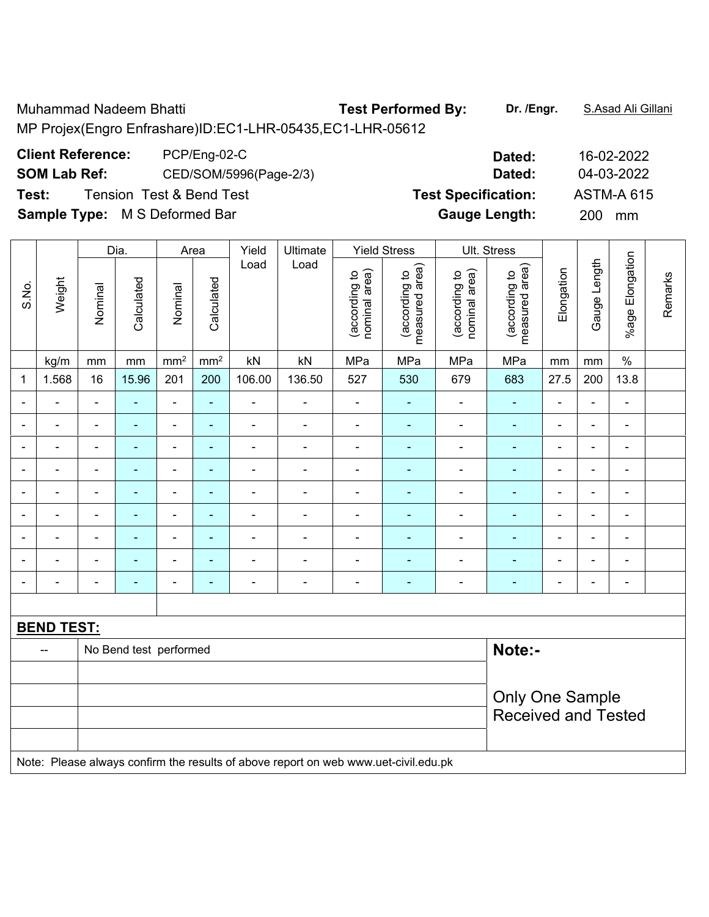Muhammad Nadeem Bhatti **Test Performed By:** **Dr. /Engr.** S.Asad Ali Gillani

MP Projex(Engro Enfrashare)ID:EC1-LHR-05435,EC1-LHR-05612

**Client Reference:** PCP/Eng-02-C **Dated:** 16-02-2022

**SOM Lab Ref:** CED/SOM/5996(Page-2/3) **Dated:** 04-03-2022

**Test:** Tension Test & Bend Test **Test Specification:** ASTM-A 615

**Sample Type:** M S Deformed Bar **Gauge Length:** 200 mm

| S.No. | Weight | Dia. | | Area | | Yield Load | Ultimate Load | Yield Stress | | Ult. Stress | | Elongation | Gauge Length | %age Elongation | Remarks |
|---|---|---|---|---|---|---|---|---|---|---|---|---|---|---|---|
| | | Nominal | Calculated | Nominal | Calculated | | | (according to nominal area) | (according to measured area) | (according to nominal area) | (according to measured area) | | | | |
| | kg/m | mm | mm | mm² | mm² | kN | kN | MPa | MPa | MPa | MPa | mm | mm | % | |
| 1 | 1.568 | 16 | 15.96 | 201 | 200 | 106.00 | 136.50 | 527 | 530 | 679 | 683 | 27.5 | 200 | 13.8 | |
| - | - | - | - | - | - | - | - | - | - | - | - | - | - | - | |
| - | - | - | - | - | - | - | - | - | - | - | - | - | - | - | |
| - | - | - | - | - | - | - | - | - | - | - | - | - | - | - | |
| - | - | - | - | - | - | - | - | - | - | - | - | - | - | - | |
| - | - | - | - | - | - | - | - | - | - | - | - | - | - | - | |
| - | - | - | - | - | - | - | - | - | - | - | - | - | - | - | |
| - | - | - | - | - | - | - | - | - | - | - | - | - | - | - | |
| - | - | - | - | - | - | - | - | - | - | - | - | - | - | - | |
| - | - | - | - | - | - | - | - | - | - | - | - | - | - | - | |

**BEND TEST:**

| | | |
|---|---|---|
| -- | No Bend test performed | **Note:-** |
| | | Only One Sample Received and Tested |

Note: Please always confirm the results of above report on web www.uet-civil.edu.pk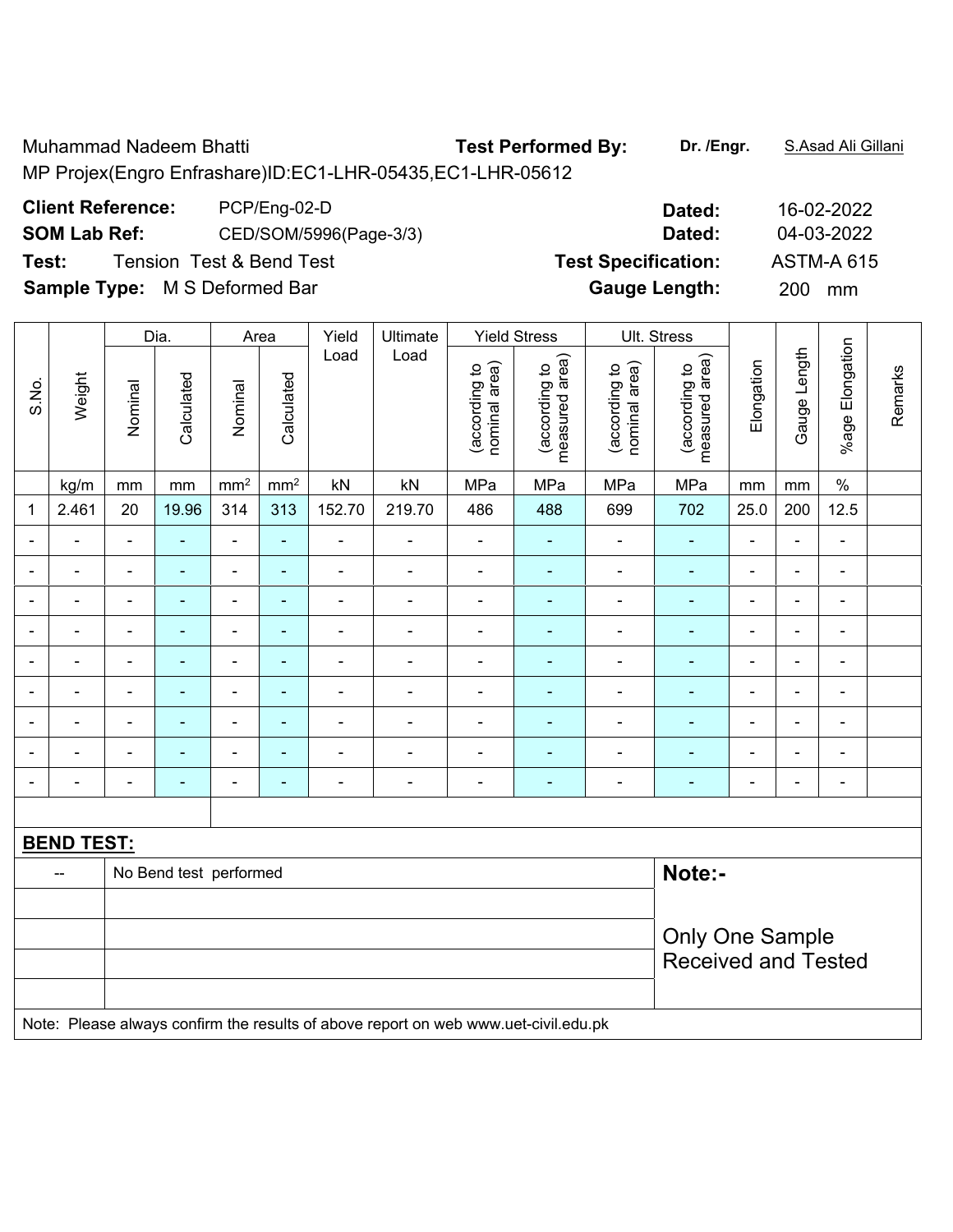Muhammad Nadeem Bhatti

MP Projex(Engro Enfrashare)ID:EC1-LHR-05435,EC1-LHR-05612

**Test Performed By:** **Dr. /Engr.** S.Asad Ali Gillani

**Client Reference:** PCP/Eng-02-D **Dated:** 16-02-2022

**SOM Lab Ref:** CED/SOM/5996(Page-3/3) **Dated:** 04-03-2022

**Test:** Tension Test & Bend Test **Test Specification:** ASTM-A 615

**Sample Type:** M S Deformed Bar **Gauge Length:** 200 mm

| S.No. | Weight | Dia. | | Area | | Yield Load | Ultimate Load | Yield Stress | | Ult. Stress | | Elongation | Gauge Length | %age Elongation | Remarks |
|---|---|---|---|---|---|---|---|---|---|---|---|---|---|---|---|
| | | Nominal | Calculated | Nominal | Calculated | | | (according to nominal area) | (according to measured area) | (according to nominal area) | (according to measured area) | | | | |
| | kg/m | mm | mm | mm² | mm² | kN | kN | MPa | MPa | MPa | MPa | mm | mm | % | |
| 1 | 2.461 | 20 | 19.96 | 314 | 313 | 152.70 | 219.70 | 486 | 488 | 699 | 702 | 25.0 | 200 | 12.5 | |
| - | - | - | - | - | - | - | - | - | - | - | - | - | - | - | |
| - | - | - | - | - | - | - | - | - | - | - | - | - | - | - | |
| - | - | - | - | - | - | - | - | - | - | - | - | - | - | - | |
| - | - | - | - | - | - | - | - | - | - | - | - | - | - | - | |
| - | - | - | - | - | - | - | - | - | - | - | - | - | - | - | |
| - | - | - | - | - | - | - | - | - | - | - | - | - | - | - | |
| - | - | - | - | - | - | - | - | - | - | - | - | - | - | - | |
| - | - | - | - | - | - | - | - | - | - | - | - | - | - | - | |
| - | - | - | - | - | - | - | - | - | - | - | - | - | - | - | |

**BEND TEST:**

| -- | No Bend test performed | **Note:-** |
|---|---|---|
| | | Only One Sample Received and Tested |

Note: Please always confirm the results of above report on web www.uet-civil.edu.pk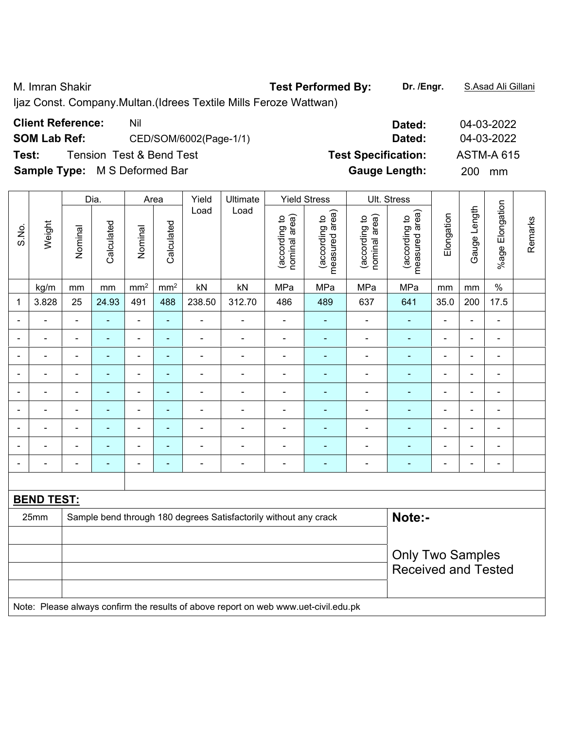M. Imran Shakir

Ijaz Const. Company.Multan.(Idrees Textile Mills Feroze Wattwan)

**Test Performed By:** **Dr. /Engr.** S.Asad Ali Gillani

**Client Reference:** Nil **Dated:** 04-03-2022

**SOM Lab Ref:** CED/SOM/6002(Page-1/1) **Dated:** 04-03-2022

**Test:** Tension Test & Bend Test **Test Specification:** ASTM-A 615

**Sample Type:** M S Deformed Bar **Gauge Length:** 200 mm

| S.No. | Weight | Dia. | | Area | | Yield Load | Ultimate Load | Yield Stress | | Ult. Stress | | Elongation | Gauge Length | %age Elongation | Remarks |
|---|---|---|---|---|---|---|---|---|---|---|---|---|---|---|---|
| | | Nominal | Calculated | Nominal | Calculated | | | (according to nominal area) | (according to measured area) | (according to nominal area) | (according to measured area) | | | | |
| | kg/m | mm | mm | mm² | mm² | kN | kN | MPa | MPa | MPa | MPa | mm | mm | % | |
| 1 | 3.828 | 25 | 24.93 | 491 | 488 | 238.50 | 312.70 | 486 | 489 | 637 | 641 | 35.0 | 200 | 17.5 | |
| - | - | - | - | - | - | - | - | - | - | - | - | - | - | - | |
| - | - | - | - | - | - | - | - | - | - | - | - | - | - | - | |
| - | - | - | - | - | - | - | - | - | - | - | - | - | - | - | |
| - | - | - | - | - | - | - | - | - | - | - | - | - | - | - | |
| - | - | - | - | - | - | - | - | - | - | - | - | - | - | - | |
| - | - | - | - | - | - | - | - | - | - | - | - | - | - | - | |
| - | - | - | - | - | - | - | - | - | - | - | - | - | - | - | |
| - | - | - | - | - | - | - | - | - | - | - | - | - | - | - | |
| - | - | - | - | - | - | - | - | - | - | - | - | - | - | - | |

**BEND TEST:**

| | | |
|---|---|---|
| 25mm | Sample bend through 180 degrees Satisfactorily without any crack | **Note:-** |
| | | Only Two Samples Received and Tested |

Note: Please always confirm the results of above report on web www.uet-civil.edu.pk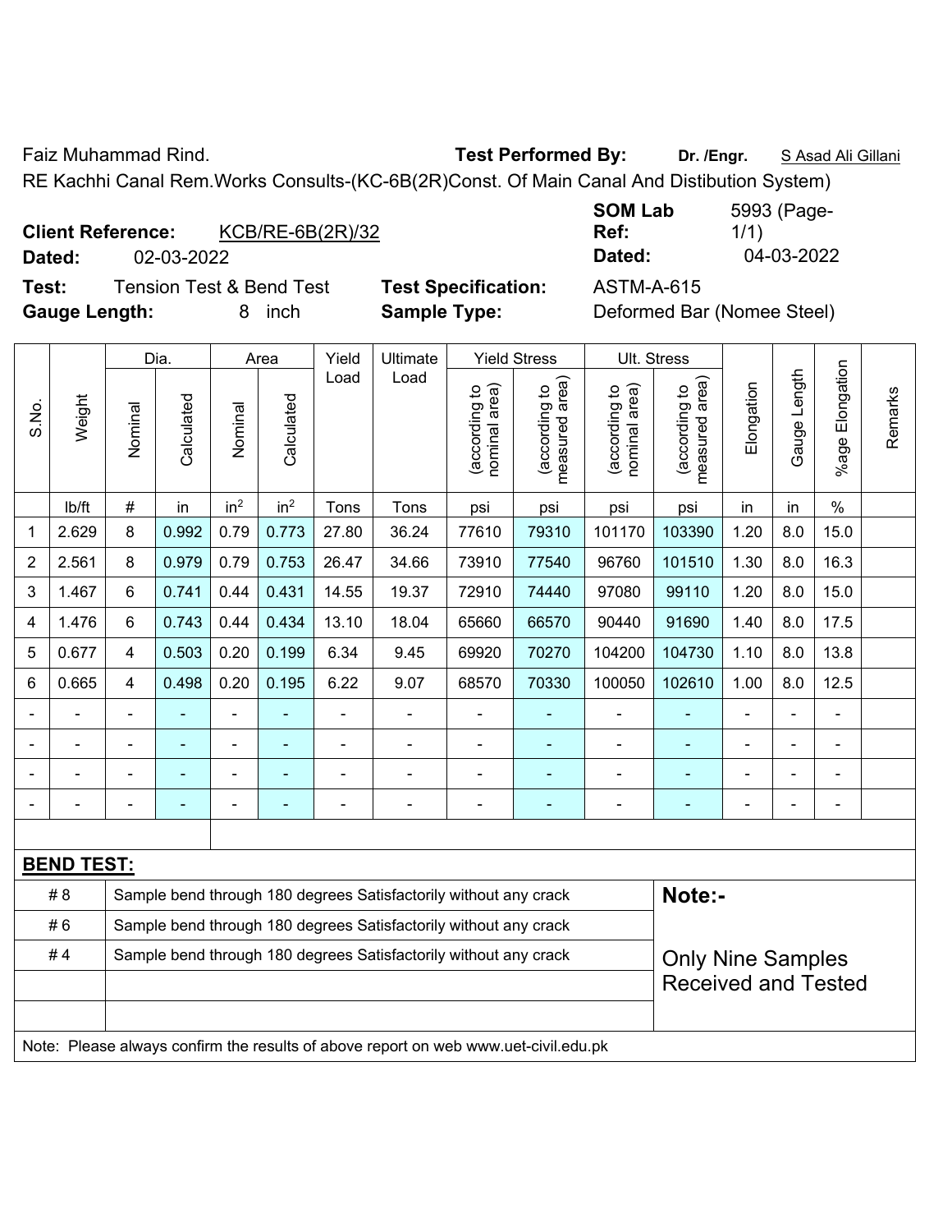Faiz Muhammad Rind. **Test Performed By:** **Dr. /Engr.** S Asad Ali Gillani

RE Kachhi Canal Rem.Works Consults-(KC-6B(2R)Const. Of Main Canal And Distibution System)

**Client Reference:** KCB/RE-6B(2R)/32 **SOM Lab Ref:** 5993 (Page-1/1)

**Dated:** 02-03-2022 **Dated:** 04-03-2022

**Test:** Tension Test & Bend Test **Test Specification:** ASTM-A-615

**Gauge Length:** 8 inch **Sample Type:** Deformed Bar (Nomee Steel)

| S.No. | Weight | Dia. | | Area | | Yield Load | Ultimate Load | Yield Stress | | Ult. Stress | | Elongation | Gauge Length | %age Elongation | Remarks |
|---|---|---|---|---|---|---|---|---|---|---|---|---|---|---|---|
| | | Nominal | Calculated | Nominal | Calculated | | | (according to nominal area) | (according to measured area) | (according to nominal area) | (according to measured area) | | | | |
| | lb/ft | # | in | in² | in² | Tons | Tons | psi | psi | psi | psi | in | in | % | |
| 1 | 2.629 | 8 | 0.992 | 0.79 | 0.773 | 27.80 | 36.24 | 77610 | 79310 | 101170 | 103390 | 1.20 | 8.0 | 15.0 | |
| 2 | 2.561 | 8 | 0.979 | 0.79 | 0.753 | 26.47 | 34.66 | 73910 | 77540 | 96760 | 101510 | 1.30 | 8.0 | 16.3 | |
| 3 | 1.467 | 6 | 0.741 | 0.44 | 0.431 | 14.55 | 19.37 | 72910 | 74440 | 97080 | 99110 | 1.20 | 8.0 | 15.0 | |
| 4 | 1.476 | 6 | 0.743 | 0.44 | 0.434 | 13.10 | 18.04 | 65660 | 66570 | 90440 | 91690 | 1.40 | 8.0 | 17.5 | |
| 5 | 0.677 | 4 | 0.503 | 0.20 | 0.199 | 6.34 | 9.45 | 69920 | 70270 | 104200 | 104730 | 1.10 | 8.0 | 13.8 | |
| 6 | 0.665 | 4 | 0.498 | 0.20 | 0.195 | 6.22 | 9.07 | 68570 | 70330 | 100050 | 102610 | 1.00 | 8.0 | 12.5 | |
| - | - | - | - | - | - | - | - | - | - | - | - | - | - | - | |
| - | - | - | - | - | - | - | - | - | - | - | - | - | - | - | |
| - | - | - | - | - | - | - | - | - | - | - | - | - | - | - | |
| - | - | - | - | - | - | - | - | - | - | - | - | - | - | - | |

**BEND TEST:**

| | | |
|---|---|---|
| # 8 | Sample bend through 180 degrees Satisfactorily without any crack | **Note:-** |
| # 6 | Sample bend through 180 degrees Satisfactorily without any crack | |
| # 4 | Sample bend through 180 degrees Satisfactorily without any crack | Only Nine Samples Received and Tested |

Note: Please always confirm the results of above report on web www.uet-civil.edu.pk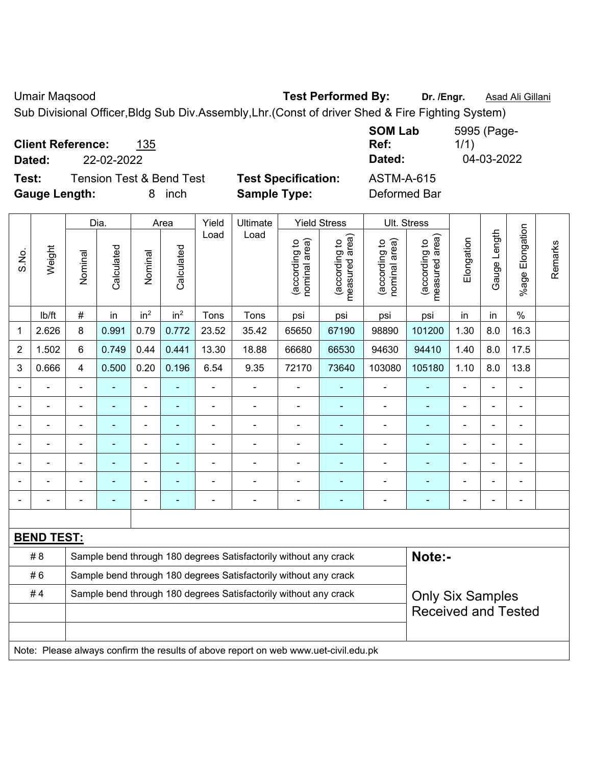Umair Maqsood **Test Performed By:** **Dr. /Engr.** Asad Ali Gillani

Sub Divisional Officer,Bldg Sub Div.Assembly,Lhr.(Const of driver Shed & Fire Fighting System)

**Client Reference:** 135 **SOM Lab Ref:** 5995 (Page-1/1)

**Dated:** 22-02-2022 **Dated:** 04-03-2022

**Test:** Tension Test & Bend Test **Test Specification:** ASTM-A-615

**Gauge Length:** 8 inch **Sample Type:** Deformed Bar

| S.No. | Weight | Dia. | | Area | | Yield Load | Ultimate Load | Yield Stress | | Ult. Stress | | Elongation | Gauge Length | %age Elongation | Remarks |
|---|---|---|---|---|---|---|---|---|---|---|---|---|---|---|---|
| | | Nominal | Calculated | Nominal | Calculated | | | (according to nominal area) | (according to measured area) | (according to nominal area) | (according to measured area) | | | | |
| | lb/ft | # | in | in$^2$ | in$^2$ | Tons | Tons | psi | psi | psi | psi | in | in | % | |
| 1 | 2.626 | 8 | 0.991 | 0.79 | 0.772 | 23.52 | 35.42 | 65650 | 67190 | 98890 | 101200 | 1.30 | 8.0 | 16.3 | |
| 2 | 1.502 | 6 | 0.749 | 0.44 | 0.441 | 13.30 | 18.88 | 66680 | 66530 | 94630 | 94410 | 1.40 | 8.0 | 17.5 | |
| 3 | 0.666 | 4 | 0.500 | 0.20 | 0.196 | 6.54 | 9.35 | 72170 | 73640 | 103080 | 105180 | 1.10 | 8.0 | 13.8 | |
| - | - | - | - | - | - | - | - | - | - | - | - | - | - | - | |
| - | - | - | - | - | - | - | - | - | - | - | - | - | - | - | |
| - | - | - | - | - | - | - | - | - | - | - | - | - | - | - | |
| - | - | - | - | - | - | - | - | - | - | - | - | - | - | - | |
| - | - | - | - | - | - | - | - | - | - | - | - | - | - | - | |
| - | - | - | - | - | - | - | - | - | - | - | - | - | - | - | |
| - | - | - | - | - | - | - | - | - | - | - | - | - | - | - | |

**BEND TEST:**

| | | |
|---|---|---|
| # 8 | Sample bend through 180 degrees Satisfactorily without any crack | **Note:-** |
| # 6 | Sample bend through 180 degrees Satisfactorily without any crack | |
| # 4 | Sample bend through 180 degrees Satisfactorily without any crack | Only Six Samples Received and Tested |

Note: Please always confirm the results of above report on web www.uet-civil.edu.pk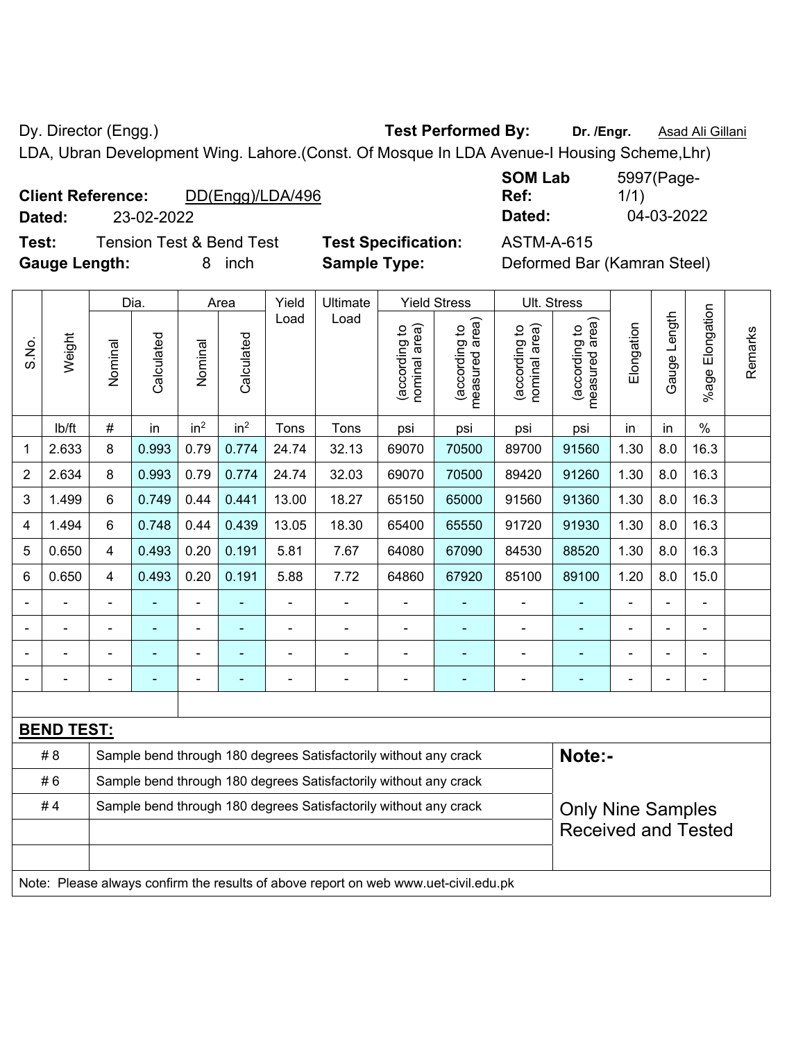Dy. Director (Engg.) **Test Performed By:** **Dr. /Engr.** Asad Ali Gillani

LDA, Ubran Development Wing. Lahore.(Const. Of Mosque In LDA Avenue-I Housing Scheme,Lhr)

**Client Reference:** DD(Engg)/LDA/496 **SOM Lab Ref:** 5997(Page-1/1)

**Dated:** 23-02-2022 **Dated:** 04-03-2022

**Test:** Tension Test & Bend Test **Test Specification:** ASTM-A-615

**Gauge Length:** 8 inch **Sample Type:** Deformed Bar (Kamran Steel)

| S.No. | Weight | Dia. | | Area | | Yield Load | Ultimate Load | Yield Stress | | Ult. Stress | | Elongation | Gauge Length | %age Elongation | Remarks |
|---|---|---|---|---|---|---|---|---|---|---|---|---|---|---|---|
| | | Nominal | Calculated | Nominal | Calculated | | | (according to nominal area) | (according to measured area) | (according to nominal area) | (according to measured area) | | | | |
| | lb/ft | # | in | $in^2$ | $in^2$ | Tons | Tons | psi | psi | psi | psi | in | in | % | |
| 1 | 2.633 | 8 | 0.993 | 0.79 | 0.774 | 24.74 | 32.13 | 69070 | 70500 | 89700 | 91560 | 1.30 | 8.0 | 16.3 | |
| 2 | 2.634 | 8 | 0.993 | 0.79 | 0.774 | 24.74 | 32.03 | 69070 | 70500 | 89420 | 91260 | 1.30 | 8.0 | 16.3 | |
| 3 | 1.499 | 6 | 0.749 | 0.44 | 0.441 | 13.00 | 18.27 | 65150 | 65000 | 91560 | 91360 | 1.30 | 8.0 | 16.3 | |
| 4 | 1.494 | 6 | 0.748 | 0.44 | 0.439 | 13.05 | 18.30 | 65400 | 65550 | 91720 | 91930 | 1.30 | 8.0 | 16.3 | |
| 5 | 0.650 | 4 | 0.493 | 0.20 | 0.191 | 5.81 | 7.67 | 64080 | 67090 | 84530 | 88520 | 1.30 | 8.0 | 16.3 | |
| 6 | 0.650 | 4 | 0.493 | 0.20 | 0.191 | 5.88 | 7.72 | 64860 | 67920 | 85100 | 89100 | 1.20 | 8.0 | 15.0 | |
| - | - | - | - | - | - | - | - | - | - | - | - | - | - | - | |
| - | - | - | - | - | - | - | - | - | - | - | - | - | - | - | |
| - | - | - | - | - | - | - | - | - | - | - | - | - | - | - | |
| - | - | - | - | - | - | - | - | - | - | - | - | - | - | - | |

**BEND TEST:**

| | | |
|---|---|---|
| # 8 | Sample bend through 180 degrees Satisfactorily without any crack | **Note:-** |
| # 6 | Sample bend through 180 degrees Satisfactorily without any crack | |
| # 4 | Sample bend through 180 degrees Satisfactorily without any crack | Only Nine Samples Received and Tested |

Note: Please always confirm the results of above report on web www.uet-civil.edu.pk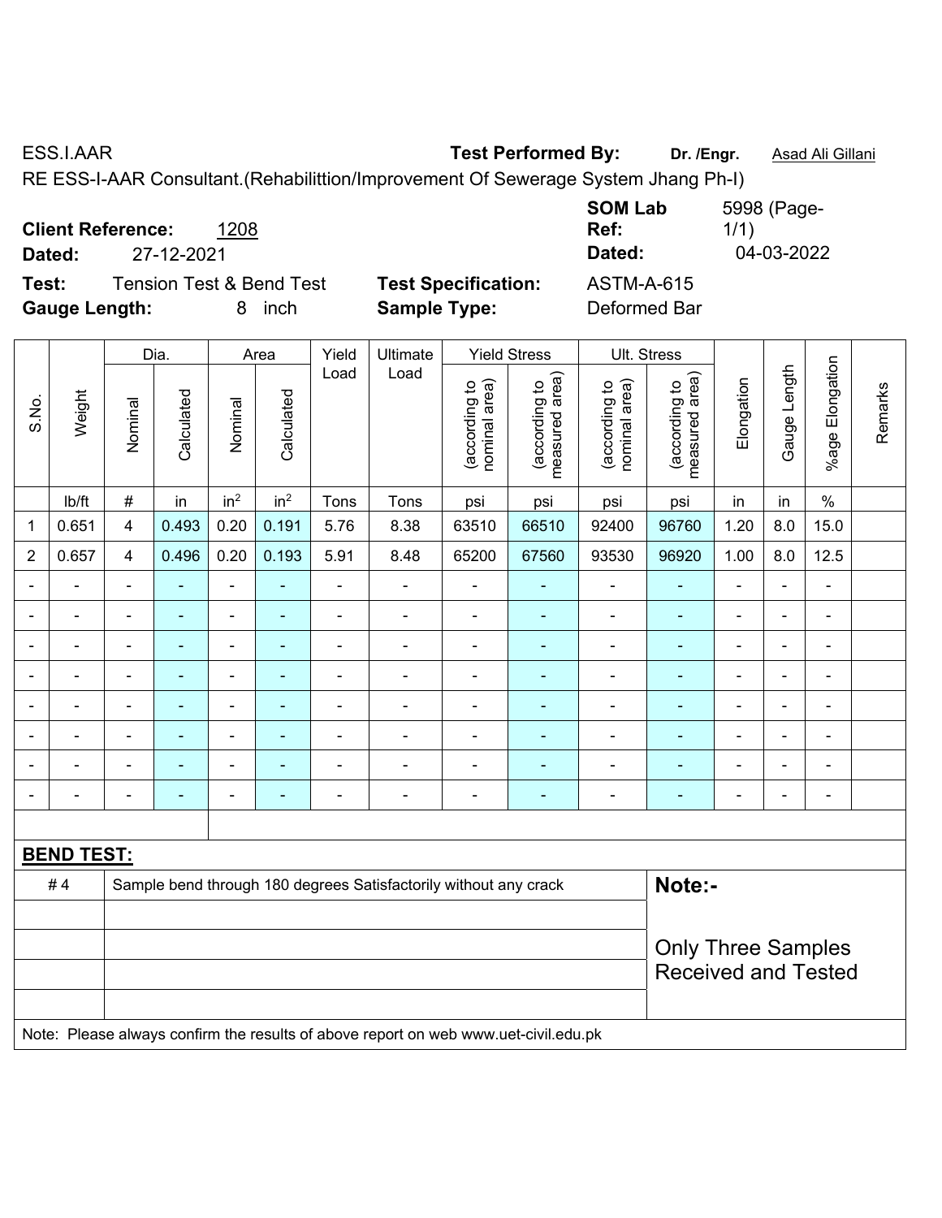ESS.I.AAR **Test Performed By:** **Dr. /Engr.** Asad Ali Gillani

RE ESS-I-AAR Consultant.(Rehabilittion/Improvement Of Sewerage System Jhang Ph-I)

**Client Reference:** 1208 **SOM Lab Ref:** 5998 (Page-1/1)

**Dated:** 27-12-2021 **Dated:** 04-03-2022

**Test:** Tension Test & Bend Test **Test Specification:** ASTM-A-615

**Gauge Length:** 8 inch **Sample Type:** Deformed Bar

| S.No. | Weight | Dia. | | Area | | Yield Load | Ultimate Load | Yield Stress | | Ult. Stress | | Elongation | Gauge Length | %age Elongation | Remarks |
|---|---|---|---|---|---|---|---|---|---|---|---|---|---|---|---|
| | | Nominal | Calculated | Nominal | Calculated | | | (according to nominal area) | (according to measured area) | (according to nominal area) | (according to measured area) | | | | |
| | lb/ft | # | in | in$^2$ | in$^2$ | Tons | Tons | psi | psi | psi | psi | in | in | % | |
| 1 | 0.651 | 4 | 0.493 | 0.20 | 0.191 | 5.76 | 8.38 | 63510 | 66510 | 92400 | 96760 | 1.20 | 8.0 | 15.0 | |
| 2 | 0.657 | 4 | 0.496 | 0.20 | 0.193 | 5.91 | 8.48 | 65200 | 67560 | 93530 | 96920 | 1.00 | 8.0 | 12.5 | |
| - | - | - | - | - | - | - | - | - | - | - | - | - | - | - | |
| - | - | - | - | - | - | - | - | - | - | - | - | - | - | - | |
| - | - | - | - | - | - | - | - | - | - | - | - | - | - | - | |
| - | - | - | - | - | - | - | - | - | - | - | - | - | - | - | |
| - | - | - | - | - | - | - | - | - | - | - | - | - | - | - | |
| - | - | - | - | - | - | - | - | - | - | - | - | - | - | - | |
| - | - | - | - | - | - | - | - | - | - | - | - | - | - | - | |
| - | - | - | - | - | - | - | - | - | - | - | - | - | - | - | |

**BEND TEST:**

| | | |
|---|---|---|
| # 4 | Sample bend through 180 degrees Satisfactorily without any crack | **Note:-** |
| | | Only Three Samples Received and Tested |

Note: Please always confirm the results of above report on web www.uet-civil.edu.pk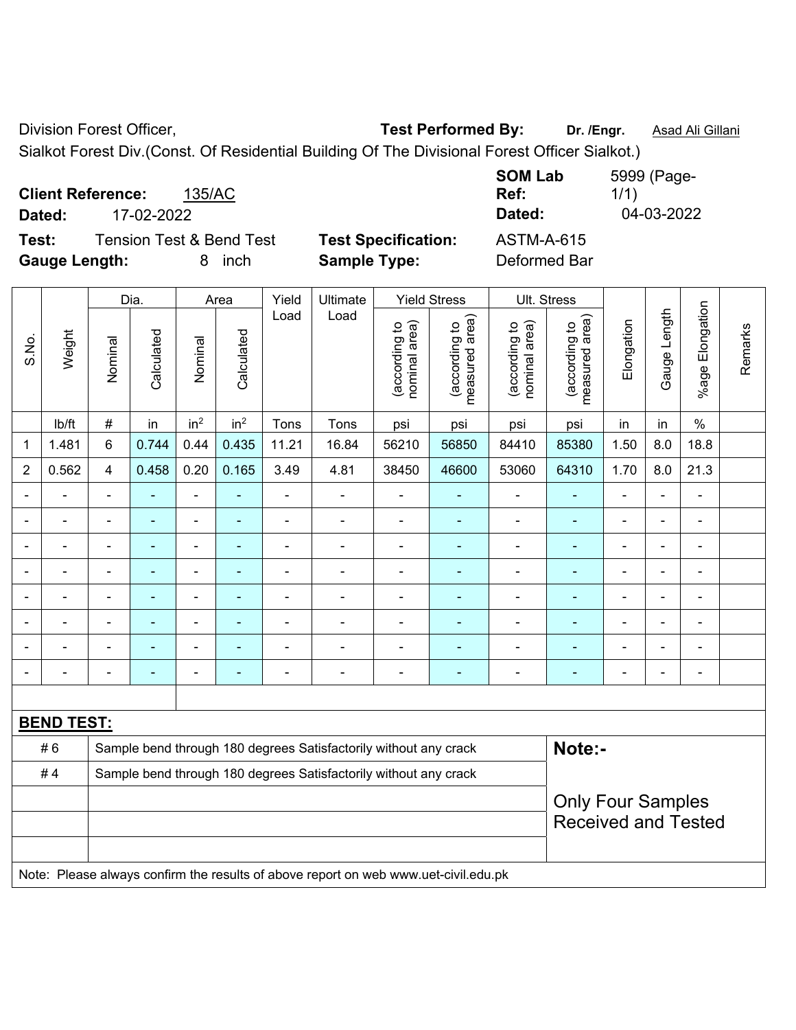Division Forest Officer, **Test Performed By:** **Dr. /Engr.** Asad Ali Gillani

Sialkot Forest Div.(Const. Of Residential Building Of The Divisional Forest Officer Sialkot.)

**Client Reference:** 135/AC **SOM Lab Ref:** 5999 (Page-1/1)

**Dated:** 17-02-2022 **Dated:** 04-03-2022

**Test:** Tension Test & Bend Test **Test Specification:** ASTM-A-615

**Gauge Length:** 8 inch **Sample Type:** Deformed Bar

| S.No. | Weight | Dia. | | Area | | Yield Load | Ultimate Load | Yield Stress | | Ult. Stress | | Elongation | Gauge Length | %age Elongation | Remarks |
|---|---|---|---|---|---|---|---|---|---|---|---|---|---|---|---|
| | | Nominal | Calculated | Nominal | Calculated | | | (according to nominal area) | (according to measured area) | (according to nominal area) | (according to measured area) | | | | |
| | lb/ft | # | in | in$^2$ | in$^2$ | Tons | Tons | psi | psi | psi | psi | in | in | % | |
| 1 | 1.481 | 6 | 0.744 | 0.44 | 0.435 | 11.21 | 16.84 | 56210 | 56850 | 84410 | 85380 | 1.50 | 8.0 | 18.8 | |
| 2 | 0.562 | 4 | 0.458 | 0.20 | 0.165 | 3.49 | 4.81 | 38450 | 46600 | 53060 | 64310 | 1.70 | 8.0 | 21.3 | |
| - | - | - | - | - | - | - | - | - | - | - | - | - | - | - | |
| - | - | - | - | - | - | - | - | - | - | - | - | - | - | - | |
| - | - | - | - | - | - | - | - | - | - | - | - | - | - | - | |
| - | - | - | - | - | - | - | - | - | - | - | - | - | - | - | |
| - | - | - | - | - | - | - | - | - | - | - | - | - | - | - | |
| - | - | - | - | - | - | - | - | - | - | - | - | - | - | - | |
| - | - | - | - | - | - | - | - | - | - | - | - | - | - | - | |
| - | - | - | - | - | - | - | - | - | - | - | - | - | - | - | |

**BEND TEST:**

| | | |
|---|---|---|
| # 6 | Sample bend through 180 degrees Satisfactorily without any crack | **Note:-** |
| # 4 | Sample bend through 180 degrees Satisfactorily without any crack | Only Four Samples Received and Tested |

Note: Please always confirm the results of above report on web www.uet-civil.edu.pk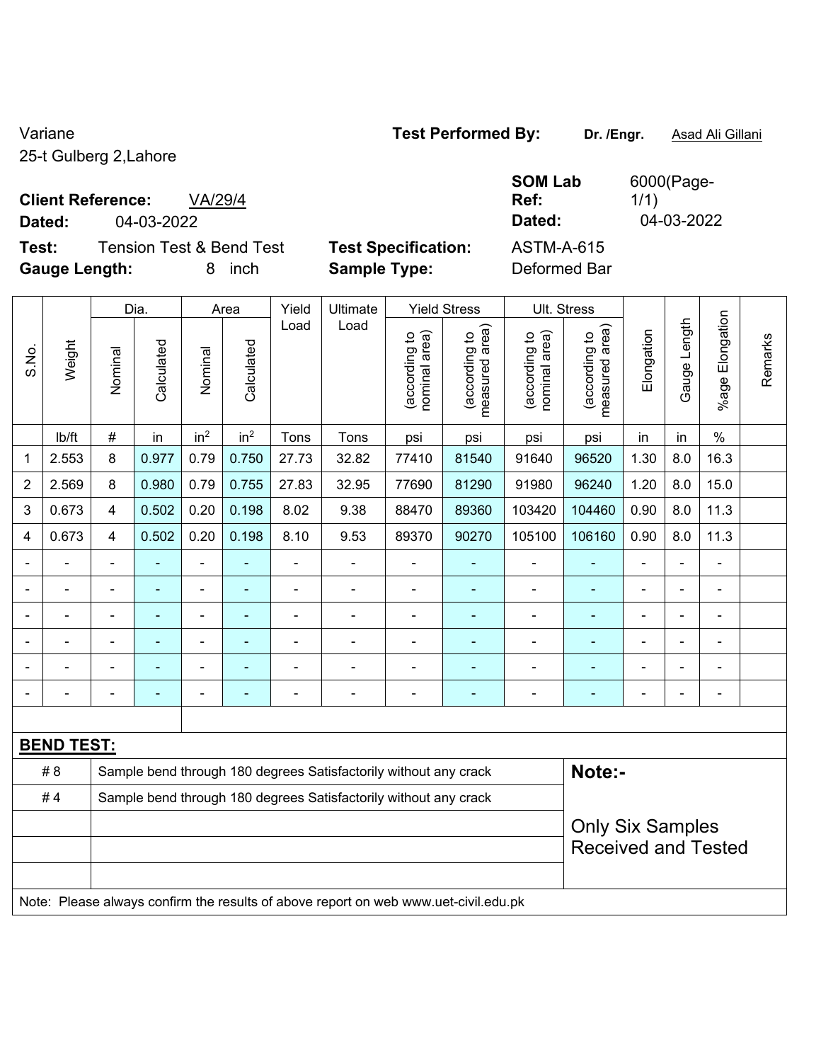Variane
25-t Gulberg 2,Lahore

**Test Performed By:** **Dr. /Engr.** Asad Ali Gillani

**Client Reference:** VA/29/4
**Dated:** 04-03-2022

**SOM Lab Ref:** 6000(Page-1/1)
**Dated:** 04-03-2022

**Test:** Tension Test & Bend Test
**Gauge Length:** 8 inch

**Test Specification:** ASTM-A-615
**Sample Type:** Deformed Bar

| S.No. | Weight | Dia. | | Area | | Yield Load | Ultimate Load | Yield Stress | | Ult. Stress | | Elongation | Gauge Length | %age Elongation | Remarks |
|---|---|---|---|---|---|---|---|---|---|---|---|---|---|---|---|
| | | Nominal | Calculated | Nominal | Calculated | | | (according to nominal area) | (according to measured area) | (according to nominal area) | (according to measured area) | | | | |
| | lb/ft | # | in | $in^2$ | $in^2$ | Tons | Tons | psi | psi | psi | psi | in | in | % | |
| 1 | 2.553 | 8 | 0.977 | 0.79 | 0.750 | 27.73 | 32.82 | 77410 | 81540 | 91640 | 96520 | 1.30 | 8.0 | 16.3 | |
| 2 | 2.569 | 8 | 0.980 | 0.79 | 0.755 | 27.83 | 32.95 | 77690 | 81290 | 91980 | 96240 | 1.20 | 8.0 | 15.0 | |
| 3 | 0.673 | 4 | 0.502 | 0.20 | 0.198 | 8.02 | 9.38 | 88470 | 89360 | 103420 | 104460 | 0.90 | 8.0 | 11.3 | |
| 4 | 0.673 | 4 | 0.502 | 0.20 | 0.198 | 8.10 | 9.53 | 89370 | 90270 | 105100 | 106160 | 0.90 | 8.0 | 11.3 | |
| - | - | - | - | - | - | - | - | - | - | - | - | - | - | - | |
| - | - | - | - | - | - | - | - | - | - | - | - | - | - | - | |
| - | - | - | - | - | - | - | - | - | - | - | - | - | - | - | |
| - | - | - | - | - | - | - | - | - | - | - | - | - | - | - | |
| - | - | - | - | - | - | - | - | - | - | - | - | - | - | - | |
| - | - | - | - | - | - | - | - | - | - | - | - | - | - | - | |

**BEND TEST:**

| | | |
|---|---|---|
| # 8 | Sample bend through 180 degrees Satisfactorily without any crack | **Note:-** |
| # 4 | Sample bend through 180 degrees Satisfactorily without any crack | Only Six Samples Received and Tested |

Note: Please always confirm the results of above report on web www.uet-civil.edu.pk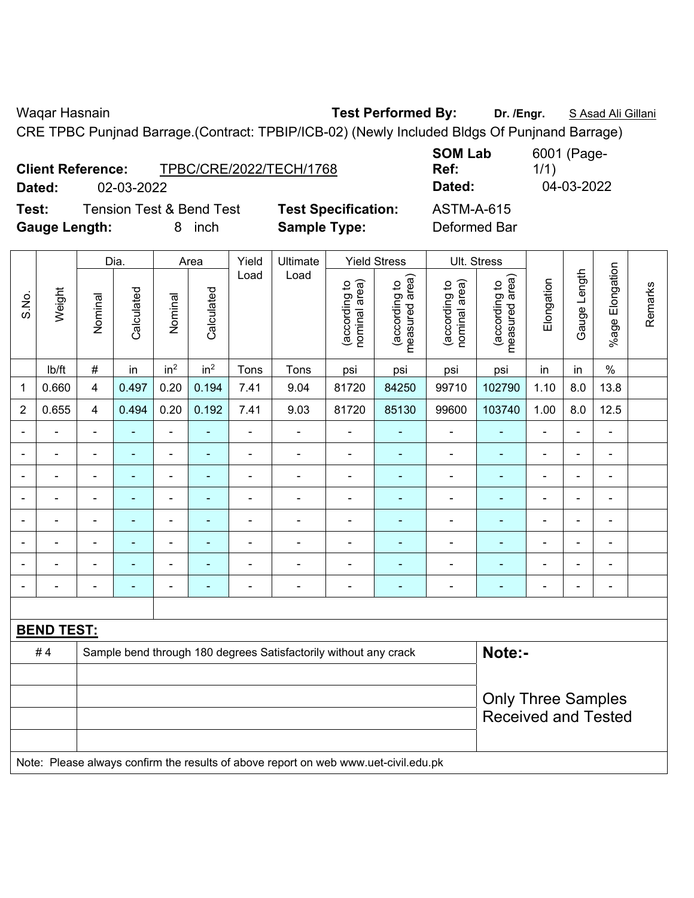Waqar Hasnain **Test Performed By:** **Dr. /Engr.** S Asad Ali Gillani

CRE TPBC Punjnad Barrage.(Contract: TPBIP/ICB-02) (Newly Included Bldgs Of Punjnand Barrage)

**Client Reference:** TPBC/CRE/2022/TECH/1768 **SOM Lab Ref:** 6001 (Page-1/1)

**Dated:** 02-03-2022 **Dated:** 04-03-2022

**Test:** Tension Test & Bend Test **Test Specification:** ASTM-A-615

**Gauge Length:** 8 inch **Sample Type:** Deformed Bar

| S.No. | Weight | Dia. | | Area | | Yield Load | Ultimate Load | Yield Stress | | Ult. Stress | | Elongation | Gauge Length | %age Elongation | Remarks |
|---|---|---|---|---|---|---|---|---|---|---|---|---|---|---|---|
| | | Nominal | Calculated | Nominal | Calculated | | | (according to nominal area) | (according to measured area) | (according to nominal area) | (according to measured area) | | | | |
| | lb/ft | # | in | in$^2$ | in$^2$ | Tons | Tons | psi | psi | psi | psi | in | in | % | |
| 1 | 0.660 | 4 | 0.497 | 0.20 | 0.194 | 7.41 | 9.04 | 81720 | 84250 | 99710 | 102790 | 1.10 | 8.0 | 13.8 | |
| 2 | 0.655 | 4 | 0.494 | 0.20 | 0.192 | 7.41 | 9.03 | 81720 | 85130 | 99600 | 103740 | 1.00 | 8.0 | 12.5 | |
| - | - | - | - | - | - | - | - | - | - | - | - | - | - | - | |
| - | - | - | - | - | - | - | - | - | - | - | - | - | - | - | |
| - | - | - | - | - | - | - | - | - | - | - | - | - | - | - | |
| - | - | - | - | - | - | - | - | - | - | - | - | - | - | - | |
| - | - | - | - | - | - | - | - | - | - | - | - | - | - | - | |
| - | - | - | - | - | - | - | - | - | - | - | - | - | - | - | |
| - | - | - | - | - | - | - | - | - | - | - | - | - | - | - | |
| - | - | - | - | - | - | - | - | - | - | - | - | - | - | - | |

**BEND TEST:**

| | | |
|---|---|---|
| # 4 | Sample bend through 180 degrees Satisfactorily without any crack | **Note:-** |
| | | Only Three Samples Received and Tested |

Note: Please always confirm the results of above report on web www.uet-civil.edu.pk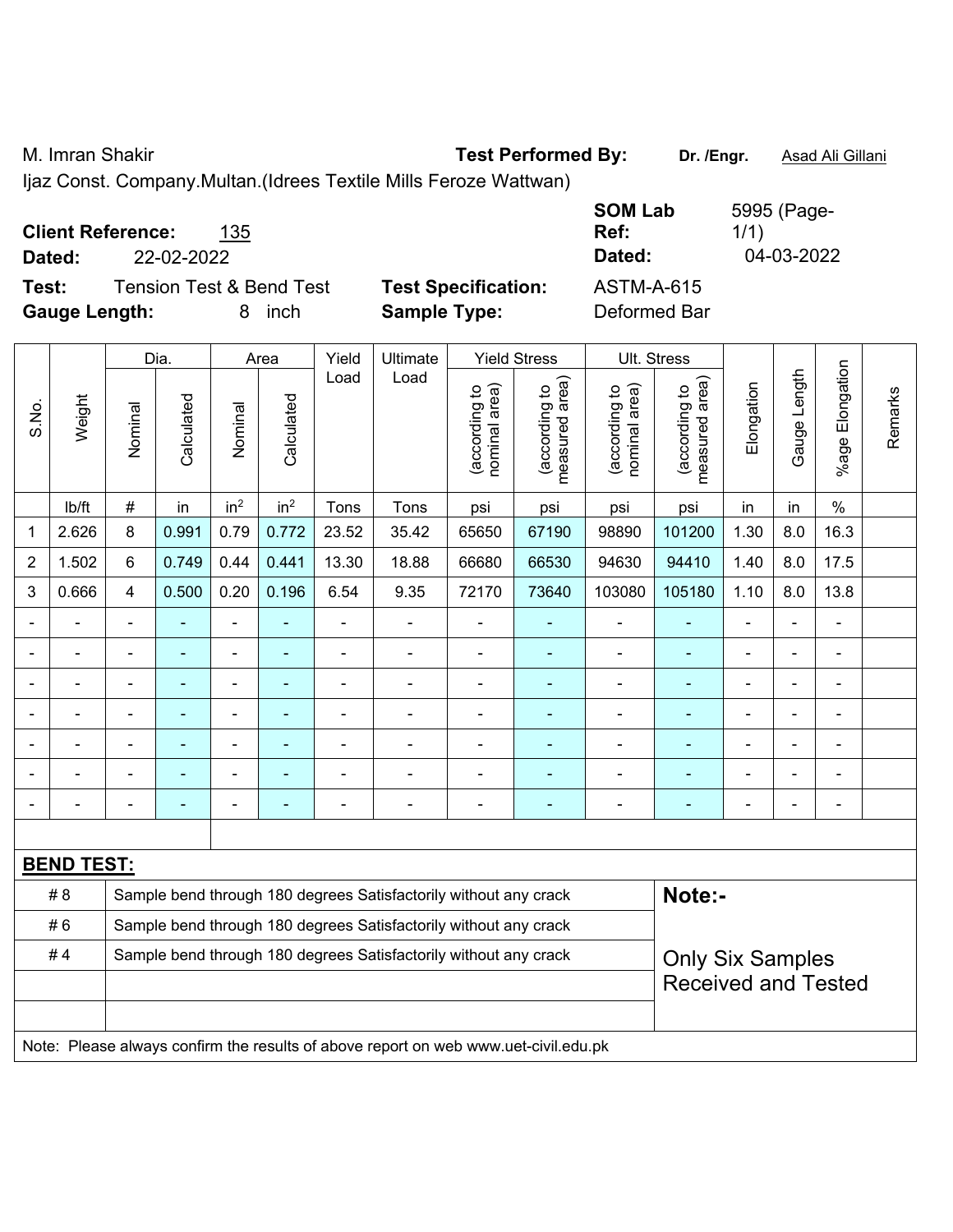M. Imran Shakir **Test Performed By:** **Dr. /Engr.** Asad Ali Gillani

Ijaz Const. Company.Multan.(Idrees Textile Mills Feroze Wattwan)

**Client Reference:** 135 **SOM Lab Ref:** 5995 (Page-1/1)

**Dated:** 22-02-2022 **Dated:** 04-03-2022

**Test:** Tension Test & Bend Test **Test Specification:** ASTM-A-615

**Gauge Length:** 8 inch **Sample Type:** Deformed Bar

| S.No. | Weight | Dia. | | Area | | Yield Load | Ultimate Load | Yield Stress | | Ult. Stress | | Elongation | Gauge Length | %age Elongation | Remarks |
|---|---|---|---|---|---|---|---|---|---|---|---|---|---|---|---|
| | | Nominal | Calculated | Nominal | Calculated | | | (according to nominal area) | (according to measured area) | (according to nominal area) | (according to measured area) | | | | |
| | lb/ft | # | in | $in^2$ | $in^2$ | Tons | Tons | psi | psi | psi | psi | in | in | % | |
| 1 | 2.626 | 8 | 0.991 | 0.79 | 0.772 | 23.52 | 35.42 | 65650 | 67190 | 98890 | 101200 | 1.30 | 8.0 | 16.3 | |
| 2 | 1.502 | 6 | 0.749 | 0.44 | 0.441 | 13.30 | 18.88 | 66680 | 66530 | 94630 | 94410 | 1.40 | 8.0 | 17.5 | |
| 3 | 0.666 | 4 | 0.500 | 0.20 | 0.196 | 6.54 | 9.35 | 72170 | 73640 | 103080 | 105180 | 1.10 | 8.0 | 13.8 | |
| - | - | - | - | - | - | - | - | - | - | - | - | - | - | - | |
| - | - | - | - | - | - | - | - | - | - | - | - | - | - | - | |
| - | - | - | - | - | - | - | - | - | - | - | - | - | - | - | |
| - | - | - | - | - | - | - | - | - | - | - | - | - | - | - | |
| - | - | - | - | - | - | - | - | - | - | - | - | - | - | - | |
| - | - | - | - | - | - | - | - | - | - | - | - | - | - | - | |
| - | - | - | - | - | - | - | - | - | - | - | - | - | - | - | |

**BEND TEST:**

| | | |
|---|---|---|
| # 8 | Sample bend through 180 degrees Satisfactorily without any crack | **Note:-** |
| # 6 | Sample bend through 180 degrees Satisfactorily without any crack | |
| # 4 | Sample bend through 180 degrees Satisfactorily without any crack | Only Six Samples Received and Tested |
| | | |
| | | |

Note: Please always confirm the results of above report on web www.uet-civil.edu.pk